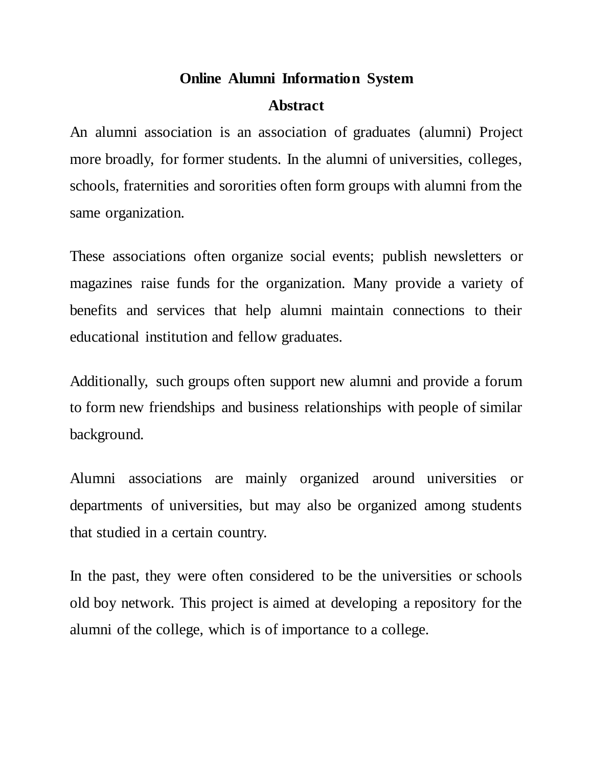# Online Alumni Information System

## Abstract

An alumni association is an association of graduates (alumni) Project more broadly, for former students. In the alumni of universities, colleges, schools, fraternities and sororities often form groups with alumni from the same organization.

These associations often organize social events; publish newsletters or magazines raise funds for the organization. Many provide a variety of benefits and services that help alumni maintain connections to their educational institution and fellow graduates.

Additionally, such groups often support new alumni and provide a forum to form new friendships and business relationships with people of similar background.

Alumni associations are mainly organized around universities or departments of universities, but may also be organized among students that studied in a certain country.

In the past, they were often considered to be the universities or schools old boy network. This project is aimed at developing a repository for the alumni of the college, which is of importance to a college.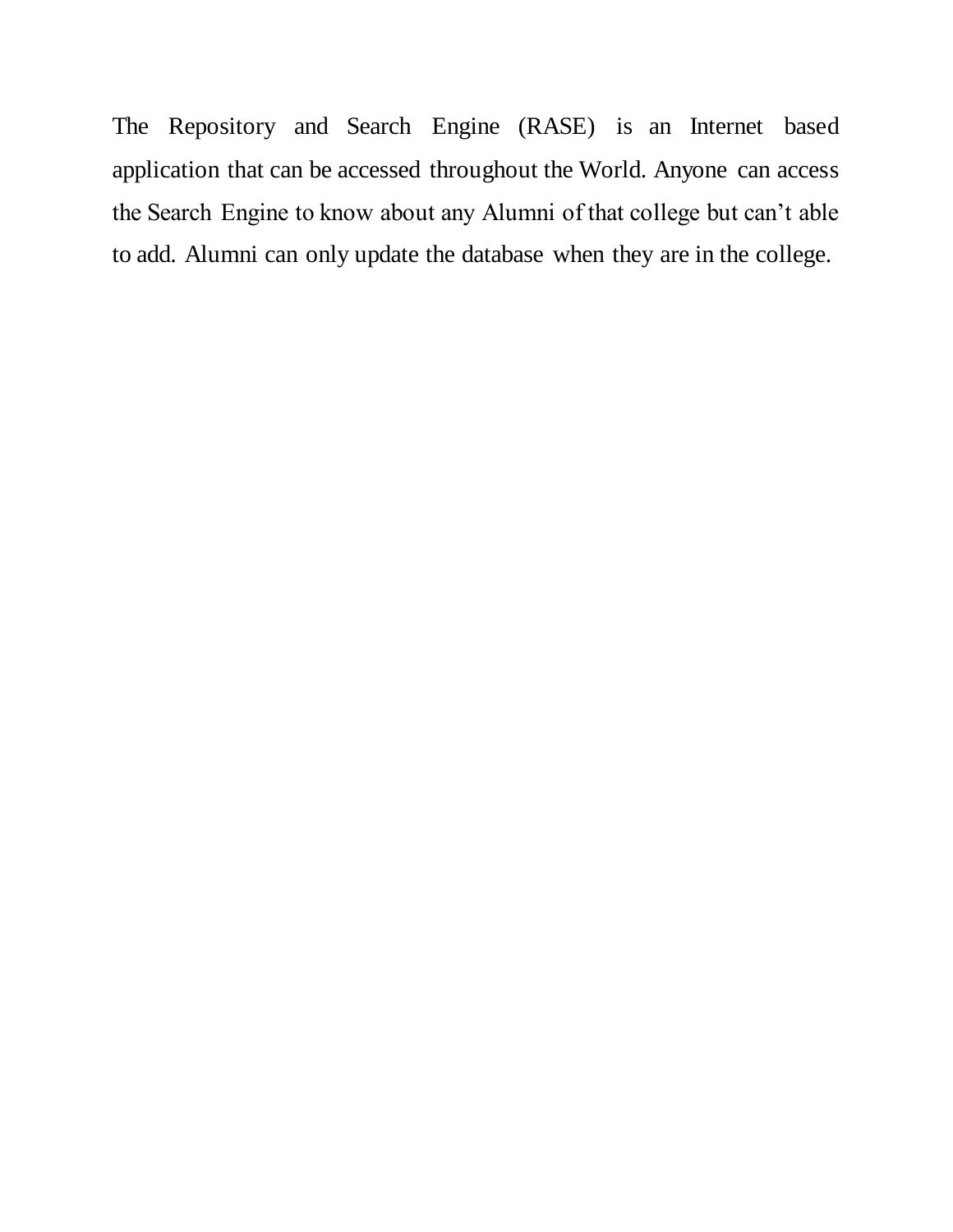The Repository and Search Engine (RASE) is an Internet based application that can be accessed throughout the World. Anyone can access the Search Engine to know about any Alumni of that college but can’t able to add. Alumni can only update the database when they are in the college.